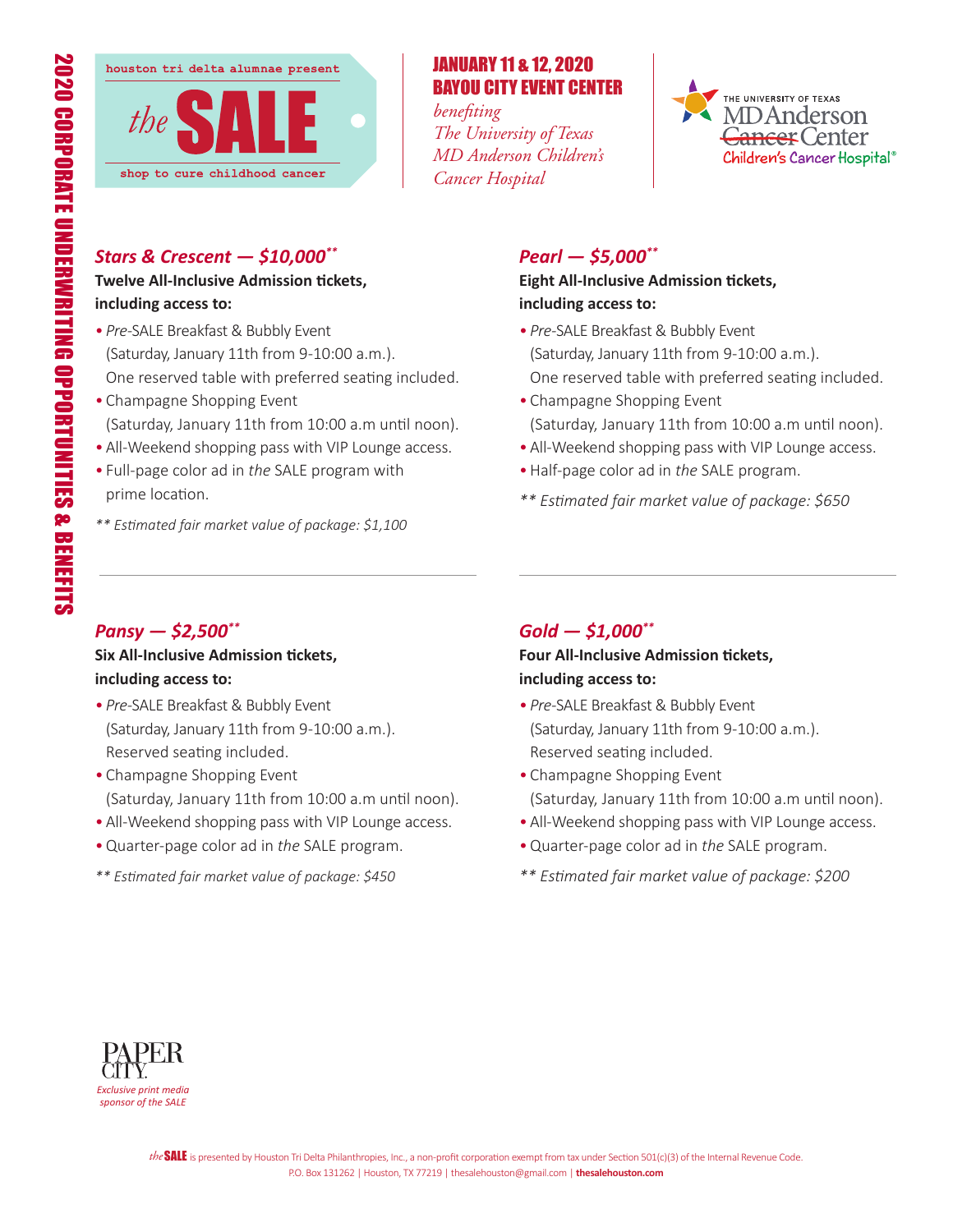# 2020 CORPORATE UNDERWRITING OPPORTUNITIES & BENEFITS

houston tri delta alumnae present

*the* **SALE**

shop to cure childhood cancer

**JANUARY 11 & 12, 2020**
**BAYOU CITY EVENT CENTER**

*benefiting The University of Texas MD Anderson Children's Cancer Hospital*

THE UNIVERSITY OF TEXAS MD Anderson ~~Cancer~~ Center Children's Cancer Hospital®

## *Stars & Crescent — $10,000***

**Twelve All-Inclusive Admission tickets, including access to:**

- *Pre*-SALE Breakfast & Bubbly Event (Saturday, January 11th from 9-10:00 a.m.). One reserved table with preferred seating included.
- Champagne Shopping Event (Saturday, January 11th from 10:00 a.m until noon).
- All-Weekend shopping pass with VIP Lounge access.
- Full-page color ad in *the* SALE program with prime location.

*** Estimated fair market value of package: $1,100*

## *Pearl — $5,000***

**Eight All-Inclusive Admission tickets, including access to:**

- *Pre*-SALE Breakfast & Bubbly Event (Saturday, January 11th from 9-10:00 a.m.). One reserved table with preferred seating included.
- Champagne Shopping Event (Saturday, January 11th from 10:00 a.m until noon).
- All-Weekend shopping pass with VIP Lounge access.
- Half-page color ad in *the* SALE program.

*** Estimated fair market value of package: $650*

## *Pansy — $2,500***

**Six All-Inclusive Admission tickets, including access to:**

- *Pre*-SALE Breakfast & Bubbly Event (Saturday, January 11th from 9-10:00 a.m.). Reserved seating included.
- Champagne Shopping Event (Saturday, January 11th from 10:00 a.m until noon).
- All-Weekend shopping pass with VIP Lounge access.
- Quarter-page color ad in *the* SALE program.

*** Estimated fair market value of package: $450*

## *Gold — $1,000***

**Four All-Inclusive Admission tickets, including access to:**

- *Pre*-SALE Breakfast & Bubbly Event (Saturday, January 11th from 9-10:00 a.m.). Reserved seating included.
- Champagne Shopping Event (Saturday, January 11th from 10:00 a.m until noon).
- All-Weekend shopping pass with VIP Lounge access.
- Quarter-page color ad in *the* SALE program.

*** Estimated fair market value of package: $200*

PAPER CITY
*Exclusive print media sponsor of the SALE*

*the* **SALE** is presented by Houston Tri Delta Philanthropies, Inc., a non-profit corporation exempt from tax under Section 501(c)(3) of the Internal Revenue Code.
P.O. Box 131262 | Houston, TX 77219 | thesalehouston@gmail.com | **thesalehouston.com**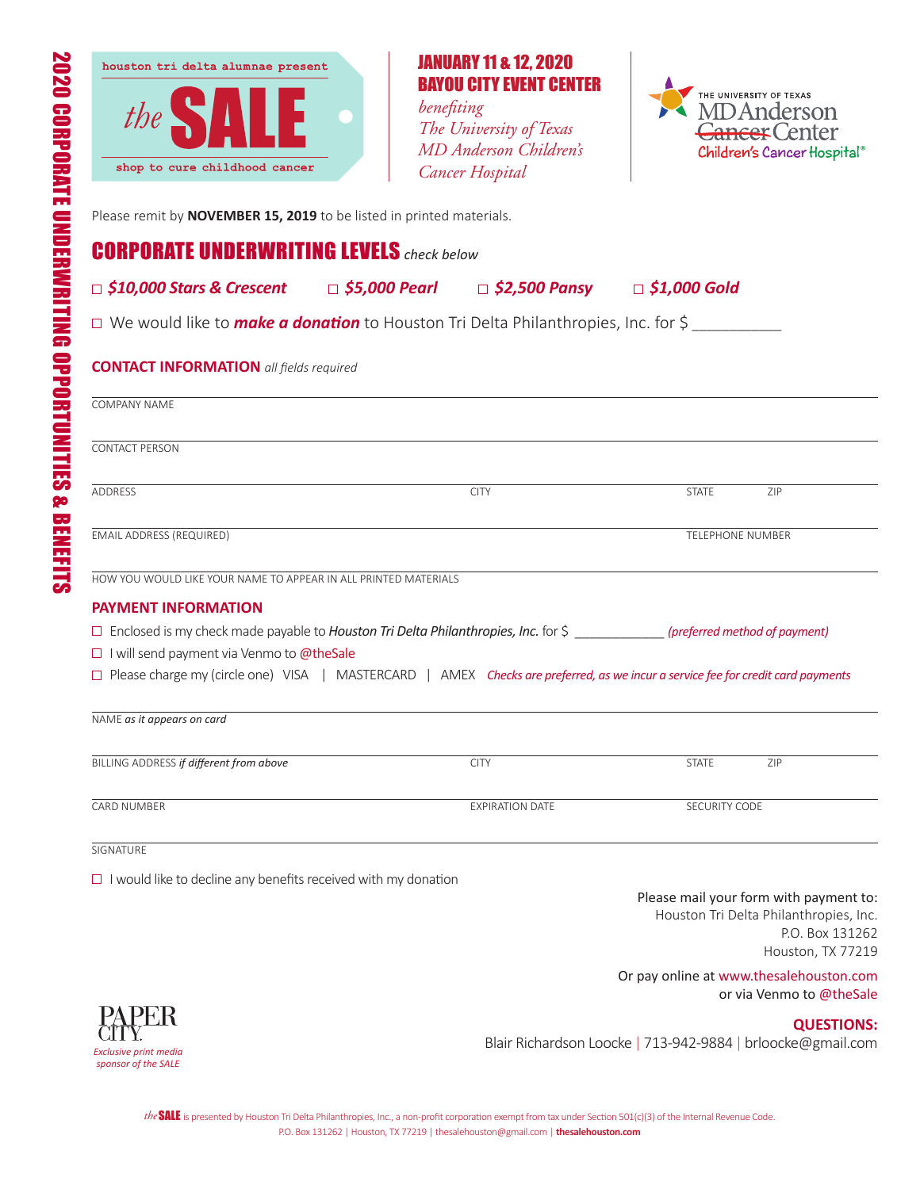2020 CORPORATE UNDERWRITING OPPORTUNITIES & BENEFITS

houston tri delta alumnae present

# the SALE

shop to cure childhood cancer

**JANUARY 11 & 12, 2020**
**BAYOU CITY EVENT CENTER**

*benefiting The University of Texas MD Anderson Children's Cancer Hospital*

THE UNIVERSITY OF TEXAS MD Anderson Cancer Center Children's Cancer Hospital®

Please remit by **NOVEMBER 15, 2019** to be listed in printed materials.

## CORPORATE UNDERWRITING LEVELS *check below*

☐ ***$10,000 Stars & Crescent*** ☐ ***$5,000 Pearl*** ☐ ***$2,500 Pansy*** ☐ ***$1,000 Gold***

☐ We would like to ***make a donation*** to Houston Tri Delta Philanthropies, Inc. for $ __________

## CONTACT INFORMATION *all fields required*

COMPANY NAME

CONTACT PERSON

ADDRESS CITY STATE ZIP

EMAIL ADDRESS (REQUIRED) TELEPHONE NUMBER

HOW YOU WOULD LIKE YOUR NAME TO APPEAR IN ALL PRINTED MATERIALS

## PAYMENT INFORMATION

☐ Enclosed is my check made payable to *Houston Tri Delta Philanthropies, Inc.* for $ ____________ *(preferred method of payment)*

☐ I will send payment via Venmo to @theSale

☐ Please charge my (circle one) VISA | MASTERCARD | AMEX *Checks are preferred, as we incur a service fee for credit card payments*

NAME *as it appears on card*

BILLING ADDRESS *if different from above* CITY STATE ZIP

CARD NUMBER EXPIRATION DATE SECURITY CODE

SIGNATURE

☐ I would like to decline any benefits received with my donation

Please mail your form with payment to:
Houston Tri Delta Philanthropies, Inc.
P.O. Box 131262
Houston, TX 77219

Or pay online at www.thesalehouston.com
or via Venmo to @theSale

**QUESTIONS:**
Blair Richardson Loocke | 713-942-9884 | brloocke@gmail.com

PAPER CITY
*Exclusive print media sponsor of the SALE*

*the* **SALE** is presented by Houston Tri Delta Philanthropies, Inc., a non-profit corporation exempt from tax under Section 501(c)(3) of the Internal Revenue Code.
P.O. Box 131262 | Houston, TX 77219 | thesalehouston@gmail.com | **thesalehouston.com**